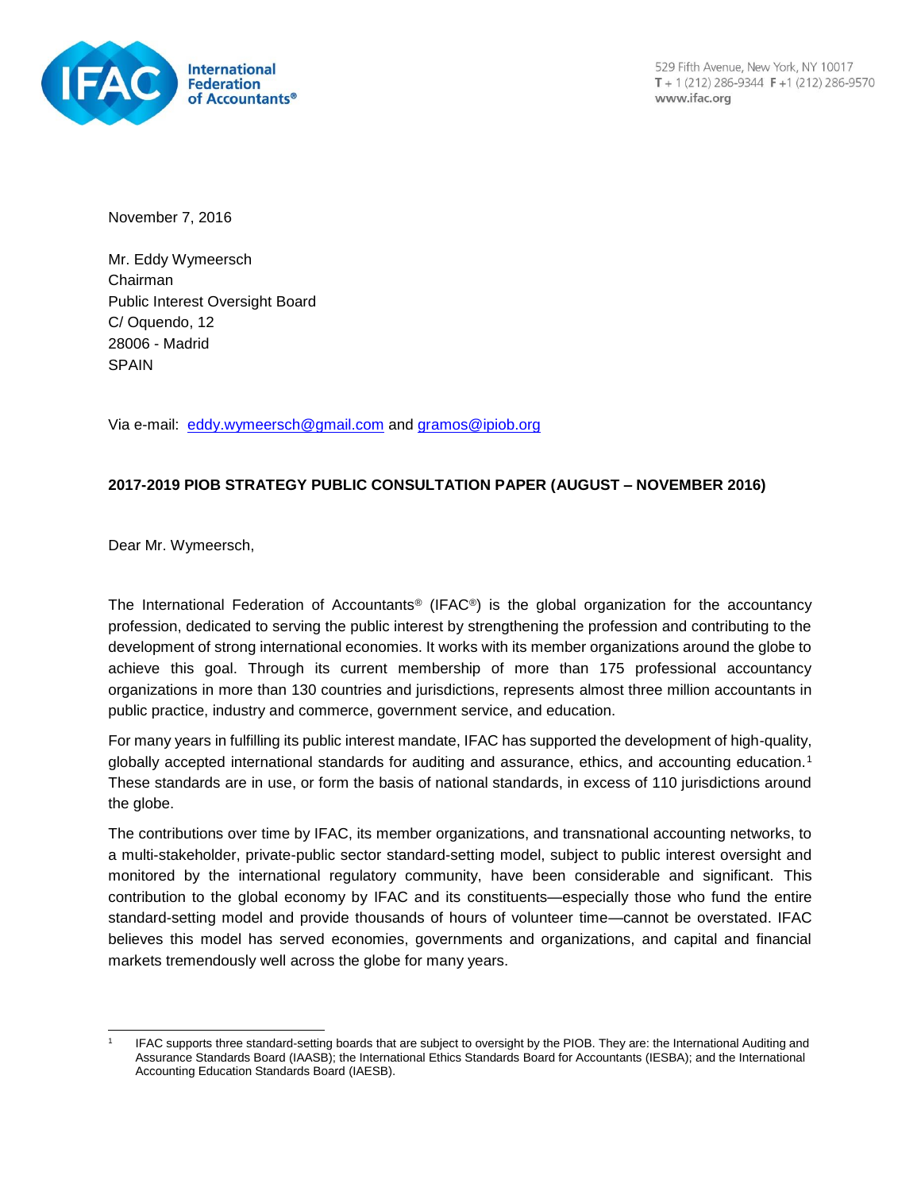International Federation of Accountants®

529 Fifth Avenue, New York, NY 10017
T + 1 (212) 286-9344 F +1 (212) 286-9570
www.ifac.org

November 7, 2016

Mr. Eddy Wymeersch
Chairman
Public Interest Oversight Board
C/ Oquendo, 12
28006 - Madrid
SPAIN

Via e-mail: eddy.wymeersch@gmail.com and gramos@ipiob.org

**2017-2019 PIOB STRATEGY PUBLIC CONSULTATION PAPER (AUGUST – NOVEMBER 2016)**

Dear Mr. Wymeersch,

The International Federation of Accountants® (IFAC®) is the global organization for the accountancy profession, dedicated to serving the public interest by strengthening the profession and contributing to the development of strong international economies. It works with its member organizations around the globe to achieve this goal. Through its current membership of more than 175 professional accountancy organizations in more than 130 countries and jurisdictions, represents almost three million accountants in public practice, industry and commerce, government service, and education.

For many years in fulfilling its public interest mandate, IFAC has supported the development of high-quality, globally accepted international standards for auditing and assurance, ethics, and accounting education.[1] These standards are in use, or form the basis of national standards, in excess of 110 jurisdictions around the globe.

The contributions over time by IFAC, its member organizations, and transnational accounting networks, to a multi-stakeholder, private-public sector standard-setting model, subject to public interest oversight and monitored by the international regulatory community, have been considerable and significant. This contribution to the global economy by IFAC and its constituents—especially those who fund the entire standard-setting model and provide thousands of hours of volunteer time—cannot be overstated. IFAC believes this model has served economies, governments and organizations, and capital and financial markets tremendously well across the globe for many years.

---

[1] IFAC supports three standard-setting boards that are subject to oversight by the PIOB. They are: the International Auditing and Assurance Standards Board (IAASB); the International Ethics Standards Board for Accountants (IESBA); and the International Accounting Education Standards Board (IAESB).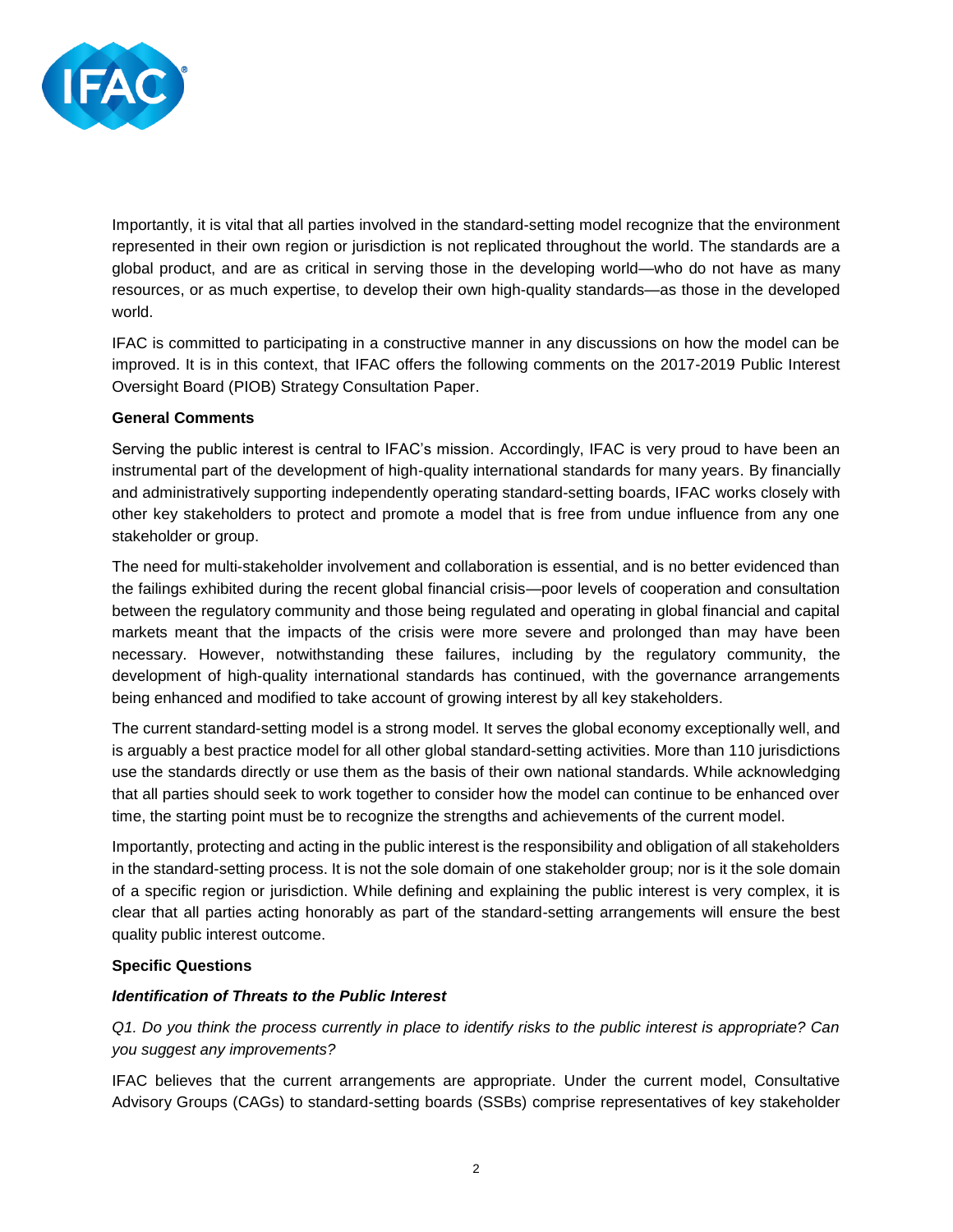Importantly, it is vital that all parties involved in the standard-setting model recognize that the environment represented in their own region or jurisdiction is not replicated throughout the world. The standards are a global product, and are as critical in serving those in the developing world—who do not have as many resources, or as much expertise, to develop their own high-quality standards—as those in the developed world.

IFAC is committed to participating in a constructive manner in any discussions on how the model can be improved. It is in this context, that IFAC offers the following comments on the 2017-2019 Public Interest Oversight Board (PIOB) Strategy Consultation Paper.

**General Comments**

Serving the public interest is central to IFAC's mission. Accordingly, IFAC is very proud to have been an instrumental part of the development of high-quality international standards for many years. By financially and administratively supporting independently operating standard-setting boards, IFAC works closely with other key stakeholders to protect and promote a model that is free from undue influence from any one stakeholder or group.

The need for multi-stakeholder involvement and collaboration is essential, and is no better evidenced than the failings exhibited during the recent global financial crisis—poor levels of cooperation and consultation between the regulatory community and those being regulated and operating in global financial and capital markets meant that the impacts of the crisis were more severe and prolonged than may have been necessary. However, notwithstanding these failures, including by the regulatory community, the development of high-quality international standards has continued, with the governance arrangements being enhanced and modified to take account of growing interest by all key stakeholders.

The current standard-setting model is a strong model. It serves the global economy exceptionally well, and is arguably a best practice model for all other global standard-setting activities. More than 110 jurisdictions use the standards directly or use them as the basis of their own national standards. While acknowledging that all parties should seek to work together to consider how the model can continue to be enhanced over time, the starting point must be to recognize the strengths and achievements of the current model.

Importantly, protecting and acting in the public interest is the responsibility and obligation of all stakeholders in the standard-setting process. It is not the sole domain of one stakeholder group; nor is it the sole domain of a specific region or jurisdiction. While defining and explaining the public interest is very complex, it is clear that all parties acting honorably as part of the standard-setting arrangements will ensure the best quality public interest outcome.

**Specific Questions**

***Identification of Threats to the Public Interest***

*Q1. Do you think the process currently in place to identify risks to the public interest is appropriate? Can you suggest any improvements?*

IFAC believes that the current arrangements are appropriate. Under the current model, Consultative Advisory Groups (CAGs) to standard-setting boards (SSBs) comprise representatives of key stakeholder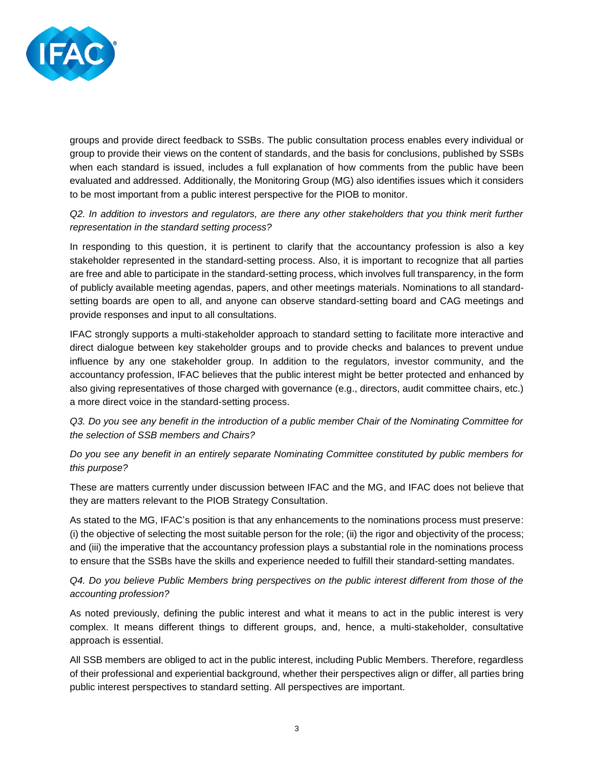groups and provide direct feedback to SSBs. The public consultation process enables every individual or group to provide their views on the content of standards, and the basis for conclusions, published by SSBs when each standard is issued, includes a full explanation of how comments from the public have been evaluated and addressed. Additionally, the Monitoring Group (MG) also identifies issues which it considers to be most important from a public interest perspective for the PIOB to monitor.

*Q2. In addition to investors and regulators, are there any other stakeholders that you think merit further representation in the standard setting process?*

In responding to this question, it is pertinent to clarify that the accountancy profession is also a key stakeholder represented in the standard-setting process. Also, it is important to recognize that all parties are free and able to participate in the standard-setting process, which involves full transparency, in the form of publicly available meeting agendas, papers, and other meetings materials. Nominations to all standard-setting boards are open to all, and anyone can observe standard-setting board and CAG meetings and provide responses and input to all consultations.

IFAC strongly supports a multi-stakeholder approach to standard setting to facilitate more interactive and direct dialogue between key stakeholder groups and to provide checks and balances to prevent undue influence by any one stakeholder group. In addition to the regulators, investor community, and the accountancy profession, IFAC believes that the public interest might be better protected and enhanced by also giving representatives of those charged with governance (e.g., directors, audit committee chairs, etc.) a more direct voice in the standard-setting process.

*Q3. Do you see any benefit in the introduction of a public member Chair of the Nominating Committee for the selection of SSB members and Chairs?*

*Do you see any benefit in an entirely separate Nominating Committee constituted by public members for this purpose?*

These are matters currently under discussion between IFAC and the MG, and IFAC does not believe that they are matters relevant to the PIOB Strategy Consultation.

As stated to the MG, IFAC's position is that any enhancements to the nominations process must preserve: (i) the objective of selecting the most suitable person for the role; (ii) the rigor and objectivity of the process; and (iii) the imperative that the accountancy profession plays a substantial role in the nominations process to ensure that the SSBs have the skills and experience needed to fulfill their standard-setting mandates.

*Q4. Do you believe Public Members bring perspectives on the public interest different from those of the accounting profession?*

As noted previously, defining the public interest and what it means to act in the public interest is very complex. It means different things to different groups, and, hence, a multi-stakeholder, consultative approach is essential.

All SSB members are obliged to act in the public interest, including Public Members. Therefore, regardless of their professional and experiential background, whether their perspectives align or differ, all parties bring public interest perspectives to standard setting. All perspectives are important.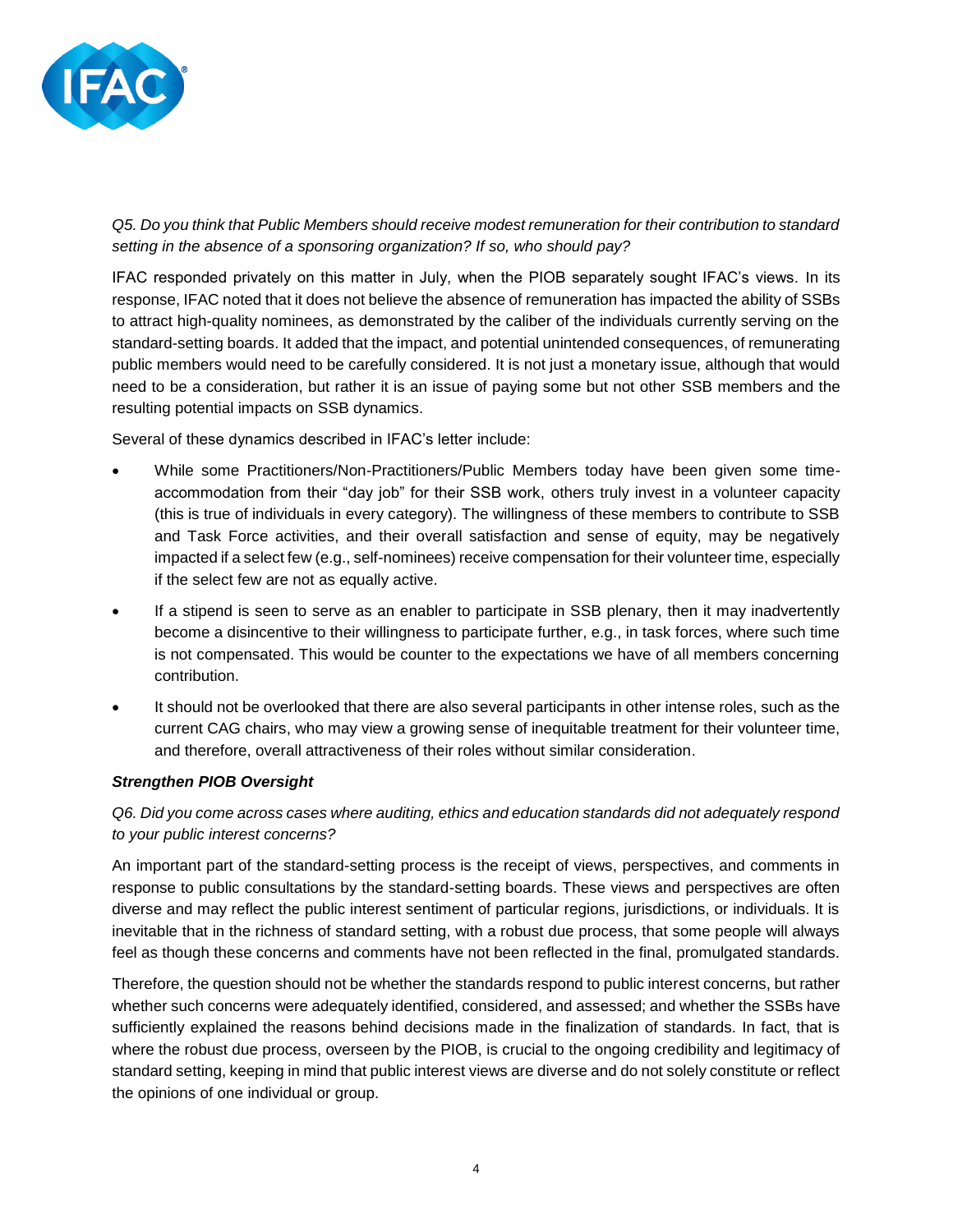*Q5. Do you think that Public Members should receive modest remuneration for their contribution to standard setting in the absence of a sponsoring organization? If so, who should pay?*

IFAC responded privately on this matter in July, when the PIOB separately sought IFAC's views. In its response, IFAC noted that it does not believe the absence of remuneration has impacted the ability of SSBs to attract high-quality nominees, as demonstrated by the caliber of the individuals currently serving on the standard-setting boards. It added that the impact, and potential unintended consequences, of remunerating public members would need to be carefully considered. It is not just a monetary issue, although that would need to be a consideration, but rather it is an issue of paying some but not other SSB members and the resulting potential impacts on SSB dynamics.

Several of these dynamics described in IFAC's letter include:

- While some Practitioners/Non-Practitioners/Public Members today have been given some time-accommodation from their "day job" for their SSB work, others truly invest in a volunteer capacity (this is true of individuals in every category). The willingness of these members to contribute to SSB and Task Force activities, and their overall satisfaction and sense of equity, may be negatively impacted if a select few (e.g., self-nominees) receive compensation for their volunteer time, especially if the select few are not as equally active.
- If a stipend is seen to serve as an enabler to participate in SSB plenary, then it may inadvertently become a disincentive to their willingness to participate further, e.g., in task forces, where such time is not compensated. This would be counter to the expectations we have of all members concerning contribution.
- It should not be overlooked that there are also several participants in other intense roles, such as the current CAG chairs, who may view a growing sense of inequitable treatment for their volunteer time, and therefore, overall attractiveness of their roles without similar consideration.

***Strengthen PIOB Oversight***

*Q6. Did you come across cases where auditing, ethics and education standards did not adequately respond to your public interest concerns?*

An important part of the standard-setting process is the receipt of views, perspectives, and comments in response to public consultations by the standard-setting boards. These views and perspectives are often diverse and may reflect the public interest sentiment of particular regions, jurisdictions, or individuals. It is inevitable that in the richness of standard setting, with a robust due process, that some people will always feel as though these concerns and comments have not been reflected in the final, promulgated standards.

Therefore, the question should not be whether the standards respond to public interest concerns, but rather whether such concerns were adequately identified, considered, and assessed; and whether the SSBs have sufficiently explained the reasons behind decisions made in the finalization of standards. In fact, that is where the robust due process, overseen by the PIOB, is crucial to the ongoing credibility and legitimacy of standard setting, keeping in mind that public interest views are diverse and do not solely constitute or reflect the opinions of one individual or group.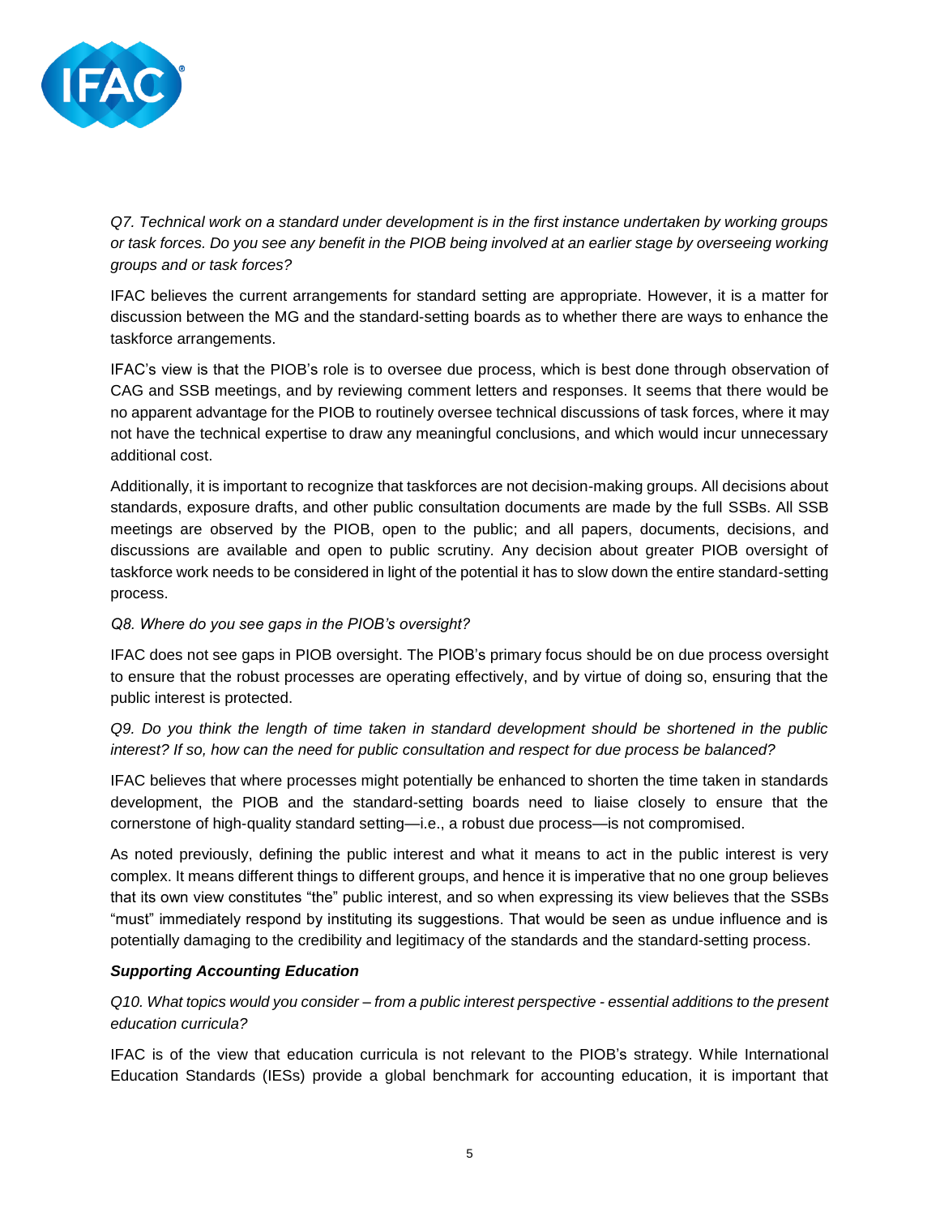*Q7. Technical work on a standard under development is in the first instance undertaken by working groups or task forces. Do you see any benefit in the PIOB being involved at an earlier stage by overseeing working groups and or task forces?*

IFAC believes the current arrangements for standard setting are appropriate. However, it is a matter for discussion between the MG and the standard-setting boards as to whether there are ways to enhance the taskforce arrangements.

IFAC's view is that the PIOB's role is to oversee due process, which is best done through observation of CAG and SSB meetings, and by reviewing comment letters and responses. It seems that there would be no apparent advantage for the PIOB to routinely oversee technical discussions of task forces, where it may not have the technical expertise to draw any meaningful conclusions, and which would incur unnecessary additional cost.

Additionally, it is important to recognize that taskforces are not decision-making groups. All decisions about standards, exposure drafts, and other public consultation documents are made by the full SSBs. All SSB meetings are observed by the PIOB, open to the public; and all papers, documents, decisions, and discussions are available and open to public scrutiny. Any decision about greater PIOB oversight of taskforce work needs to be considered in light of the potential it has to slow down the entire standard-setting process.

*Q8. Where do you see gaps in the PIOB's oversight?*

IFAC does not see gaps in PIOB oversight. The PIOB's primary focus should be on due process oversight to ensure that the robust processes are operating effectively, and by virtue of doing so, ensuring that the public interest is protected.

*Q9. Do you think the length of time taken in standard development should be shortened in the public interest? If so, how can the need for public consultation and respect for due process be balanced?*

IFAC believes that where processes might potentially be enhanced to shorten the time taken in standards development, the PIOB and the standard-setting boards need to liaise closely to ensure that the cornerstone of high-quality standard setting—i.e., a robust due process—is not compromised.

As noted previously, defining the public interest and what it means to act in the public interest is very complex. It means different things to different groups, and hence it is imperative that no one group believes that its own view constitutes "the" public interest, and so when expressing its view believes that the SSBs "must" immediately respond by instituting its suggestions. That would be seen as undue influence and is potentially damaging to the credibility and legitimacy of the standards and the standard-setting process.

***Supporting Accounting Education***

*Q10. What topics would you consider – from a public interest perspective - essential additions to the present education curricula?*

IFAC is of the view that education curricula is not relevant to the PIOB's strategy. While International Education Standards (IESs) provide a global benchmark for accounting education, it is important that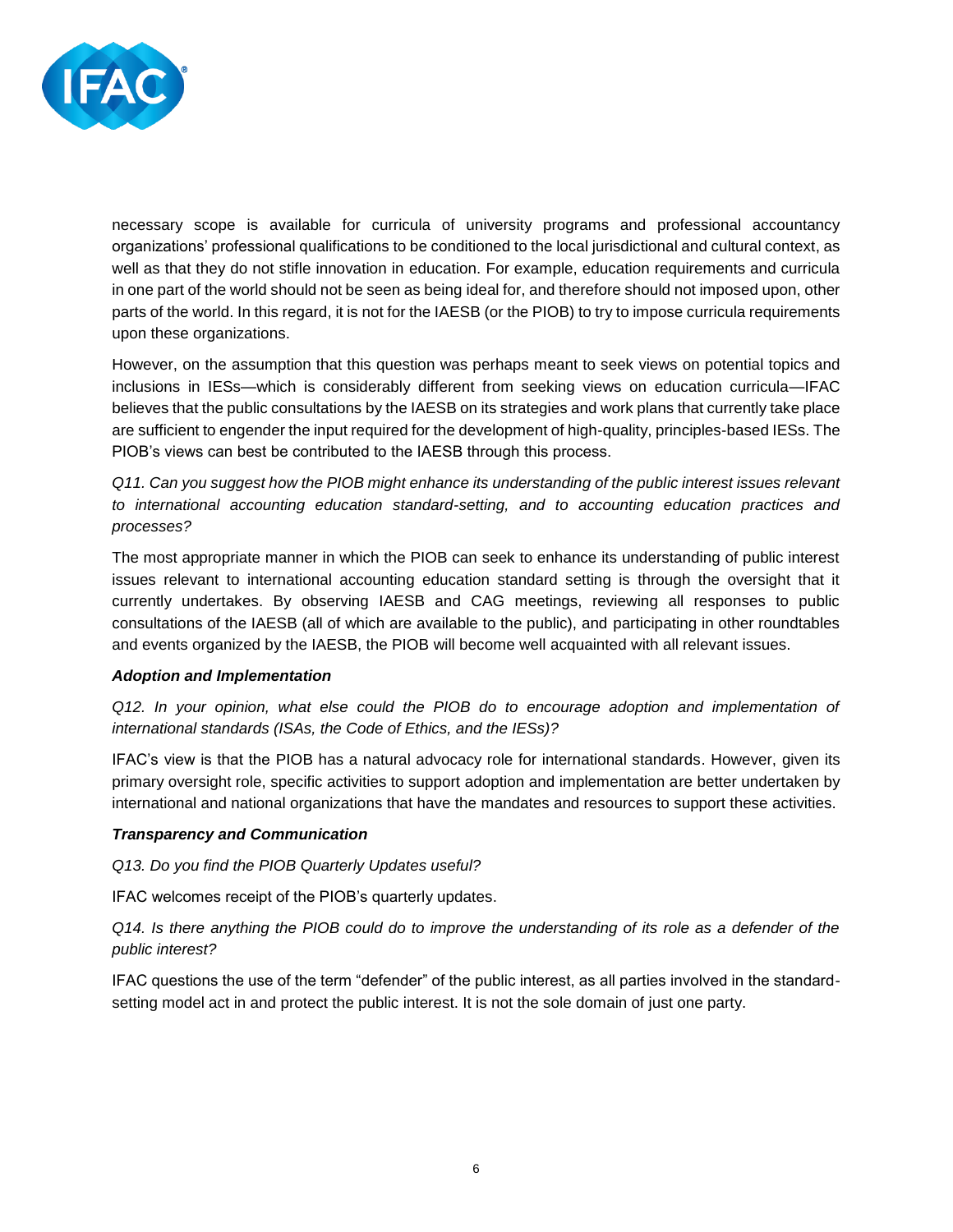necessary scope is available for curricula of university programs and professional accountancy organizations' professional qualifications to be conditioned to the local jurisdictional and cultural context, as well as that they do not stifle innovation in education. For example, education requirements and curricula in one part of the world should not be seen as being ideal for, and therefore should not imposed upon, other parts of the world. In this regard, it is not for the IAESB (or the PIOB) to try to impose curricula requirements upon these organizations.

However, on the assumption that this question was perhaps meant to seek views on potential topics and inclusions in IESs—which is considerably different from seeking views on education curricula—IFAC believes that the public consultations by the IAESB on its strategies and work plans that currently take place are sufficient to engender the input required for the development of high-quality, principles-based IESs. The PIOB's views can best be contributed to the IAESB through this process.

*Q11. Can you suggest how the PIOB might enhance its understanding of the public interest issues relevant to international accounting education standard-setting, and to accounting education practices and processes?*

The most appropriate manner in which the PIOB can seek to enhance its understanding of public interest issues relevant to international accounting education standard setting is through the oversight that it currently undertakes. By observing IAESB and CAG meetings, reviewing all responses to public consultations of the IAESB (all of which are available to the public), and participating in other roundtables and events organized by the IAESB, the PIOB will become well acquainted with all relevant issues.

***Adoption and Implementation***

*Q12. In your opinion, what else could the PIOB do to encourage adoption and implementation of international standards (ISAs, the Code of Ethics, and the IESs)?*

IFAC's view is that the PIOB has a natural advocacy role for international standards. However, given its primary oversight role, specific activities to support adoption and implementation are better undertaken by international and national organizations that have the mandates and resources to support these activities.

***Transparency and Communication***

*Q13. Do you find the PIOB Quarterly Updates useful?*

IFAC welcomes receipt of the PIOB's quarterly updates.

*Q14. Is there anything the PIOB could do to improve the understanding of its role as a defender of the public interest?*

IFAC questions the use of the term "defender" of the public interest, as all parties involved in the standard-setting model act in and protect the public interest. It is not the sole domain of just one party.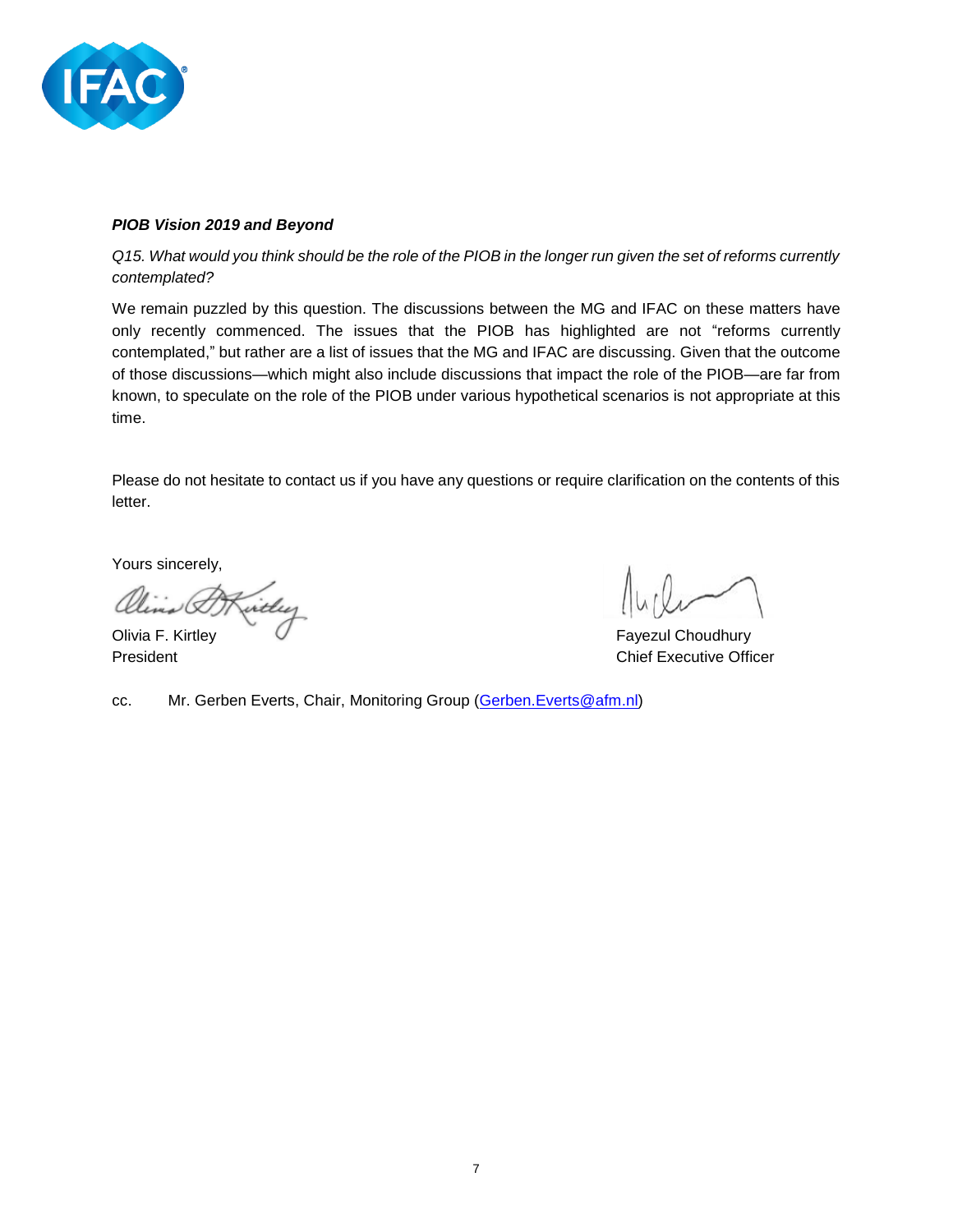***PIOB Vision 2019 and Beyond***

*Q15. What would you think should be the role of the PIOB in the longer run given the set of reforms currently contemplated?*

We remain puzzled by this question. The discussions between the MG and IFAC on these matters have only recently commenced. The issues that the PIOB has highlighted are not "reforms currently contemplated," but rather are a list of issues that the MG and IFAC are discussing. Given that the outcome of those discussions—which might also include discussions that impact the role of the PIOB—are far from known, to speculate on the role of the PIOB under various hypothetical scenarios is not appropriate at this time.

Please do not hesitate to contact us if you have any questions or require clarification on the contents of this letter.

Yours sincerely,

Olivia F. Kirtley
President

Fayezul Choudhury
Chief Executive Officer

cc. Mr. Gerben Everts, Chair, Monitoring Group (Gerben.Everts@afm.nl)